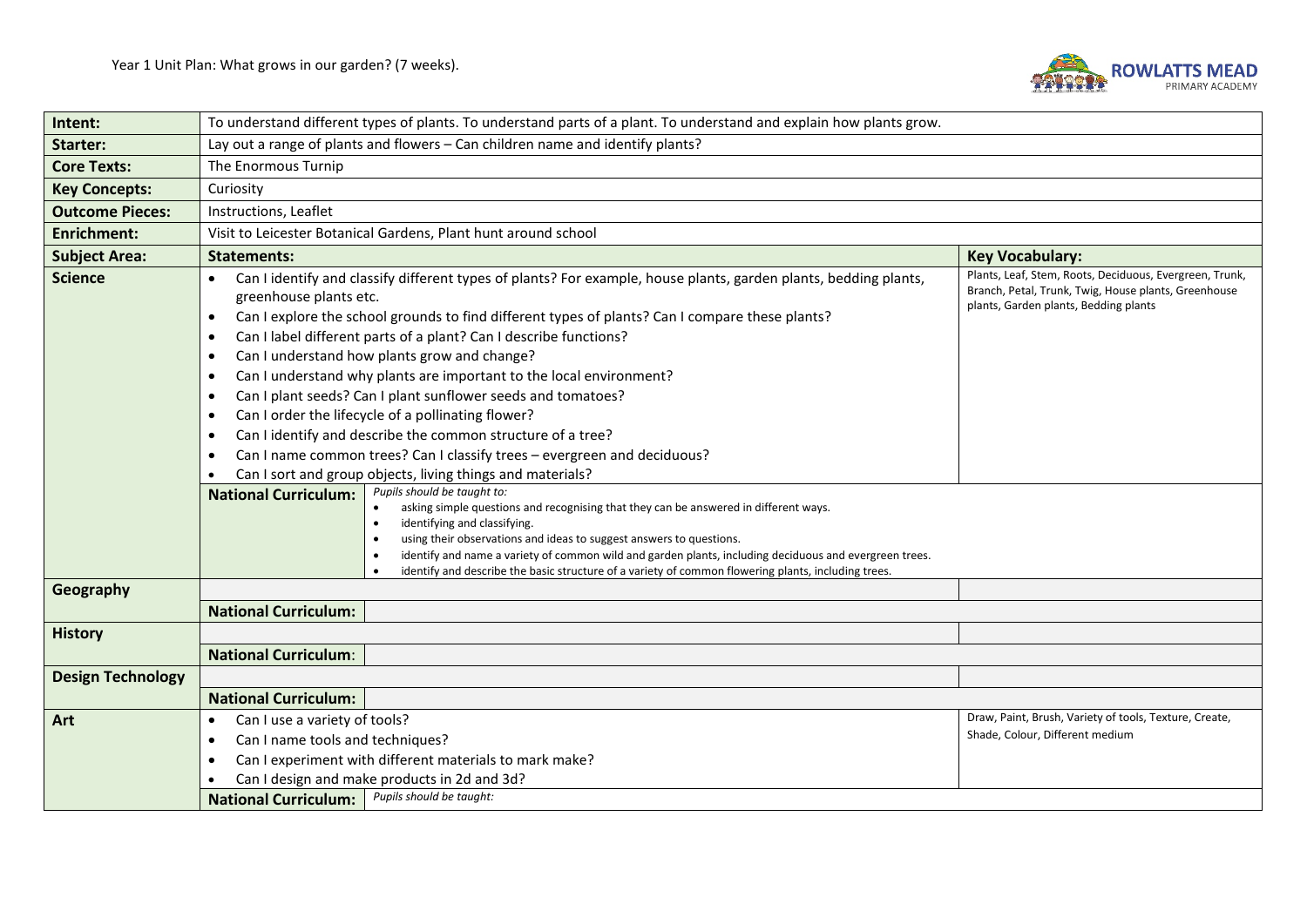Year 1 Unit Plan: What grows in our garden? (7 weeks).

| | | |
|---|---|---|
| **Intent:** | To understand different types of plants. To understand parts of a plant. To understand and explain how plants grow. | |
| **Starter:** | Lay out a range of plants and flowers – Can children name and identify plants? | |
| **Core Texts:** | The Enormous Turnip | |
| **Key Concepts:** | Curiosity | |
| **Outcome Pieces:** | Instructions, Leaflet | |
| **Enrichment:** | Visit to Leicester Botanical Gardens, Plant hunt around school | |
| **Subject Area:** | **Statements:** | **Key Vocabulary:** |
| **Science** | • Can I identify and classify different types of plants? For example, house plants, garden plants, bedding plants, greenhouse plants etc.<br>• Can I explore the school grounds to find different types of plants? Can I compare these plants?<br>• Can I label different parts of a plant? Can I describe functions?<br>• Can I understand how plants grow and change?<br>• Can I understand why plants are important to the local environment?<br>• Can I plant seeds? Can I plant sunflower seeds and tomatoes?<br>• Can I order the lifecycle of a pollinating flower?<br>• Can I identify and describe the common structure of a tree?<br>• Can I name common trees? Can I classify trees – evergreen and deciduous?<br>• Can I sort and group objects, living things and materials? | Plants, Leaf, Stem, Roots, Deciduous, Evergreen, Trunk, Branch, Petal, Trunk, Twig, House plants, Greenhouse plants, Garden plants, Bedding plants |
| | **National Curriculum:** *Pupils should be taught to:*<br>• asking simple questions and recognising that they can be answered in different ways.<br>• identifying and classifying.<br>• using their observations and ideas to suggest answers to questions.<br>• identify and name a variety of common wild and garden plants, including deciduous and evergreen trees.<br>• identify and describe the basic structure of a variety of common flowering plants, including trees. | |
| **Geography** | | |
| | **National Curriculum:** | |
| **History** | | |
| | **National Curriculum:** | |
| **Design Technology** | | |
| | **National Curriculum:** | |
| **Art** | • Can I use a variety of tools?<br>• Can I name tools and techniques?<br>• Can I experiment with different materials to mark make?<br>• Can I design and make products in 2d and 3d? | Draw, Paint, Brush, Variety of tools, Texture, Create, Shade, Colour, Different medium |
| | **National Curriculum:** *Pupils should be taught:* | |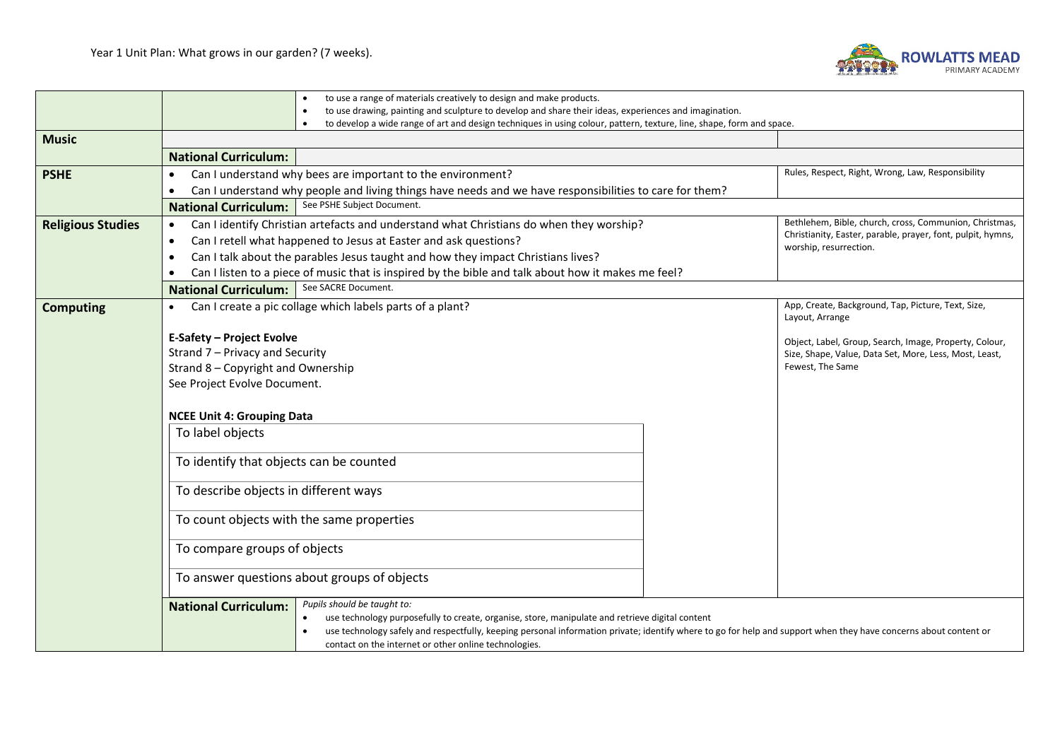Year 1 Unit Plan: What grows in our garden? (7 weeks).

| | | |
|---|---|---|
| | • to use a range of materials creatively to design and make products.<br>• to use drawing, painting and sculpture to develop and share their ideas, experiences and imagination.<br>• to develop a wide range of art and design techniques in using colour, pattern, texture, line, shape, form and space. | |
| **Music** | | |
| | **National Curriculum:** | |
| **PSHE** | • Can I understand why bees are important to the environment?<br>• Can I understand why people and living things have needs and we have responsibilities to care for them? | Rules, Respect, Right, Wrong, Law, Responsibility |
| | **National Curriculum:** See PSHE Subject Document. | |
| **Religious Studies** | • Can I identify Christian artefacts and understand what Christians do when they worship?<br>• Can I retell what happened to Jesus at Easter and ask questions?<br>• Can I talk about the parables Jesus taught and how they impact Christians lives?<br>• Can I listen to a piece of music that is inspired by the bible and talk about how it makes me feel? | Bethlehem, Bible, church, cross, Communion, Christmas, Christianity, Easter, parable, prayer, font, pulpit, hymns, worship, resurrection. |
| | **National Curriculum:** See SACRE Document. | |
| **Computing** | • Can I create a pic collage which labels parts of a plant?<br><br>**E-Safety – Project Evolve**<br>Strand 7 – Privacy and Security<br>Strand 8 – Copyright and Ownership<br>See Project Evolve Document.<br><br>**NCEE Unit 4: Grouping Data**<br>To label objects<br>To identify that objects can be counted<br>To describe objects in different ways<br>To count objects with the same properties<br>To compare groups of objects<br>To answer questions about groups of objects | App, Create, Background, Tap, Picture, Text, Size, Layout, Arrange<br><br>Object, Label, Group, Search, Image, Property, Colour, Size, Shape, Value, Data Set, More, Less, Most, Least, Fewest, The Same |
| | **National Curriculum:** *Pupils should be taught to:*<br>• use technology purposefully to create, organise, store, manipulate and retrieve digital content<br>• use technology safely and respectfully, keeping personal information private; identify where to go for help and support when they have concerns about content or contact on the internet or other online technologies. | |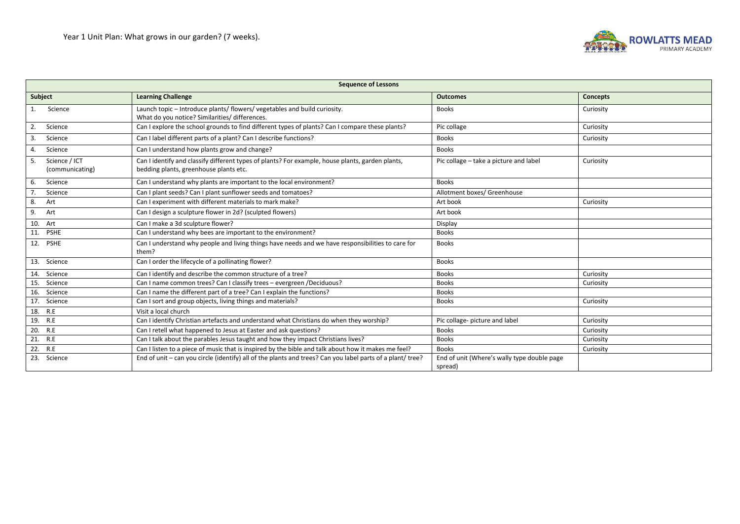Year 1 Unit Plan: What grows in our garden? (7 weeks).

ROWLATTS MEAD PRIMARY ACADEMY

| Sequence of Lessons | | | |
|---|---|---|---|
| **Subject** | **Learning Challenge** | **Outcomes** | **Concepts** |
| 1. Science | Launch topic – Introduce plants/ flowers/ vegetables and build curiosity. What do you notice? Similarities/ differences. | Books | Curiosity |
| 2. Science | Can I explore the school grounds to find different types of plants? Can I compare these plants? | Pic collage | Curiosity |
| 3. Science | Can I label different parts of a plant? Can I describe functions? | Books | Curiosity |
| 4. Science | Can I understand how plants grow and change? | Books | |
| 5. Science / ICT (communicating) | Can I identify and classify different types of plants? For example, house plants, garden plants, bedding plants, greenhouse plants etc. | Pic collage – take a picture and label | Curiosity |
| 6. Science | Can I understand why plants are important to the local environment? | Books | |
| 7. Science | Can I plant seeds? Can I plant sunflower seeds and tomatoes? | Allotment boxes/ Greenhouse | |
| 8. Art | Can I experiment with different materials to mark make? | Art book | Curiosity |
| 9. Art | Can I design a sculpture flower in 2d? (sculpted flowers) | Art book | |
| 10. Art | Can I make a 3d sculpture flower? | Display | |
| 11. PSHE | Can I understand why bees are important to the environment? | Books | |
| 12. PSHE | Can I understand why people and living things have needs and we have responsibilities to care for them? | Books | |
| 13. Science | Can I order the lifecycle of a pollinating flower? | Books | |
| 14. Science | Can I identify and describe the common structure of a tree? | Books | Curiosity |
| 15. Science | Can I name common trees? Can I classify trees – evergreen /Deciduous? | Books | Curiosity |
| 16. Science | Can I name the different part of a tree? Can I explain the functions? | Books | |
| 17. Science | Can I sort and group objects, living things and materials? | Books | Curiosity |
| 18. R.E | Visit a local church | | |
| 19. R.E | Can I identify Christian artefacts and understand what Christians do when they worship? | Pic collage- picture and label | Curiosity |
| 20. R.E | Can I retell what happened to Jesus at Easter and ask questions? | Books | Curiosity |
| 21. R.E | Can I talk about the parables Jesus taught and how they impact Christians lives? | Books | Curiosity |
| 22. R.E | Can I listen to a piece of music that is inspired by the bible and talk about how it makes me feel? | Books | Curiosity |
| 23. Science | End of unit – can you circle (identify) all of the plants and trees? Can you label parts of a plant/ tree? | End of unit (Where's wally type double page spread) | |